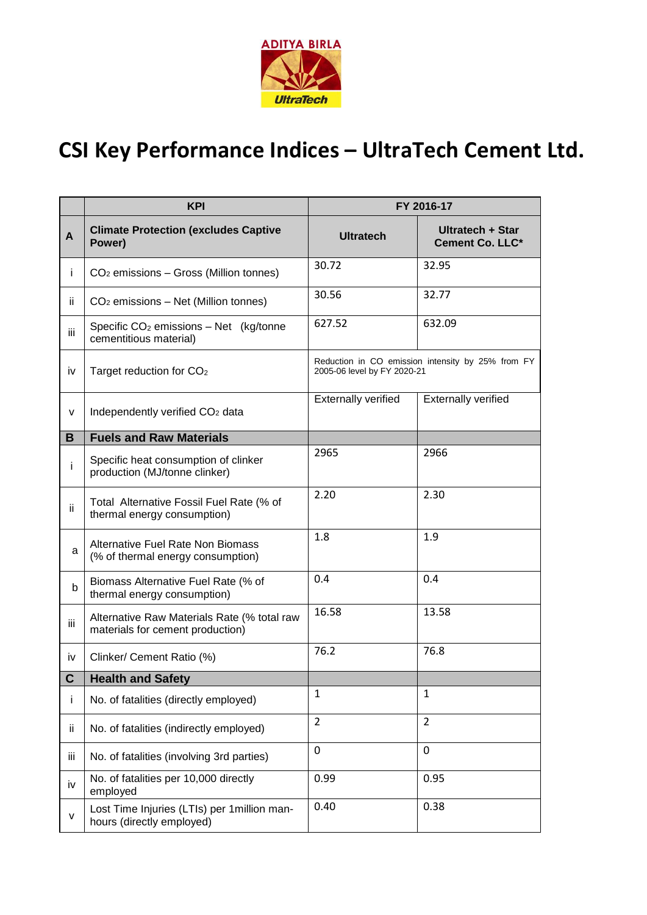ADITYA BIRLA

UltraTech

# CSI Key Performance Indices – UltraTech Cement Ltd.

| | KPI | FY 2016-17 | |
|---|---|---|---|
| **A** | **Climate Protection (excludes Captive Power)** | **Ultratech** | **Ultratech + Star Cement Co. LLC*** |
| i | $CO_2$ emissions – Gross (Million tonnes) | 30.72 | 32.95 |
| ii | $CO_2$ emissions – Net (Million tonnes) | 30.56 | 32.77 |
| iii | Specific $CO_2$ emissions – Net (kg/tonne cementitious material) | 627.52 | 632.09 |
| iv | Target reduction for $CO_2$ | Reduction in CO emission intensity by 25% from FY 2005-06 level by FY 2020-21 | |
| v | Independently verified $CO_2$ data | Externally verified | Externally verified |
| **B** | **Fuels and Raw Materials** | | |
| i | Specific heat consumption of clinker production (MJ/tonne clinker) | 2965 | 2966 |
| ii | Total Alternative Fossil Fuel Rate (% of thermal energy consumption) | 2.20 | 2.30 |
| a | Alternative Fuel Rate Non Biomass (% of thermal energy consumption) | 1.8 | 1.9 |
| b | Biomass Alternative Fuel Rate (% of thermal energy consumption) | 0.4 | 0.4 |
| iii | Alternative Raw Materials Rate (% total raw materials for cement production) | 16.58 | 13.58 |
| iv | Clinker/ Cement Ratio (%) | 76.2 | 76.8 |
| **C** | **Health and Safety** | | |
| i | No. of fatalities (directly employed) | 1 | 1 |
| ii | No. of fatalities (indirectly employed) | 2 | 2 |
| iii | No. of fatalities (involving 3rd parties) | 0 | 0 |
| iv | No. of fatalities per 10,000 directly employed | 0.99 | 0.95 |
| v | Lost Time Injuries (LTIs) per 1million man-hours (directly employed) | 0.40 | 0.38 |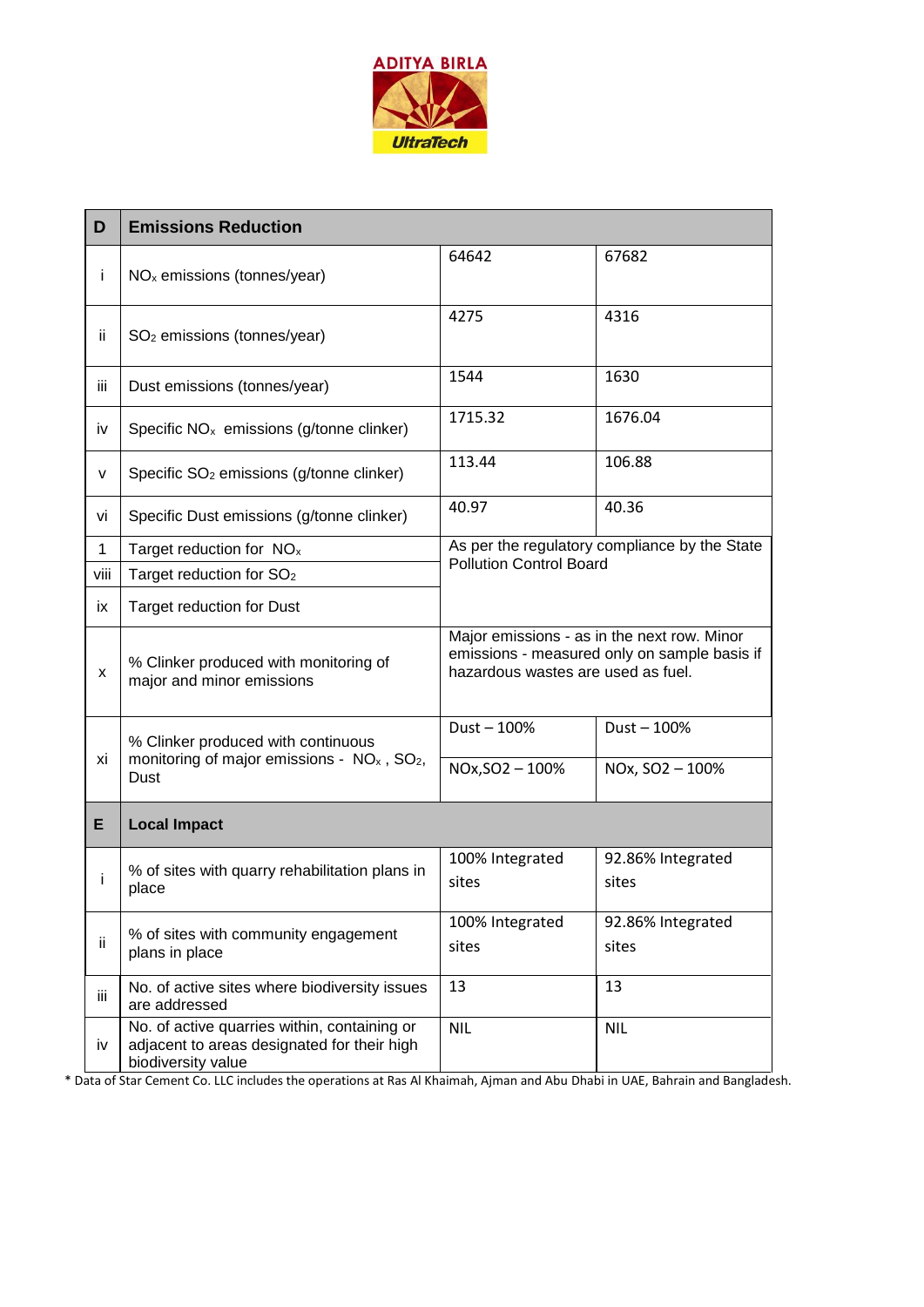ADITYA BIRLA

UltraTech

| D | Emissions Reduction | | |
|---|---|---|---|
| i | $NO_x$ emissions (tonnes/year) | 64642 | 67682 |
| ii | $SO_2$ emissions (tonnes/year) | 4275 | 4316 |
| iii | Dust emissions (tonnes/year) | 1544 | 1630 |
| iv | Specific $NO_x$ emissions (g/tonne clinker) | 1715.32 | 1676.04 |
| v | Specific $SO_2$ emissions (g/tonne clinker) | 113.44 | 106.88 |
| vi | Specific Dust emissions (g/tonne clinker) | 40.97 | 40.36 |
| 1 | Target reduction for $NO_x$ | As per the regulatory compliance by the State Pollution Control Board | |
| viii | Target reduction for $SO_2$ | | |
| ix | Target reduction for Dust | | |
| x | % Clinker produced with monitoring of major and minor emissions | Major emissions - as in the next row. Minor emissions - measured only on sample basis if hazardous wastes are used as fuel. | |
| xi | % Clinker produced with continuous monitoring of major emissions - $NO_x$ , $SO_2$, Dust | Dust – 100% | Dust – 100% |
| | | NOx,SO2 – 100% | NOx, SO2 – 100% |
| E | Local Impact | | |
| i | % of sites with quarry rehabilitation plans in place | 100% Integrated sites | 92.86% Integrated sites |
| ii | % of sites with community engagement plans in place | 100% Integrated sites | 92.86% Integrated sites |
| iii | No. of active sites where biodiversity issues are addressed | 13 | 13 |
| iv | No. of active quarries within, containing or adjacent to areas designated for their high biodiversity value | NIL | NIL |

* Data of Star Cement Co. LLC includes the operations at Ras Al Khaimah, Ajman and Abu Dhabi in UAE, Bahrain and Bangladesh.